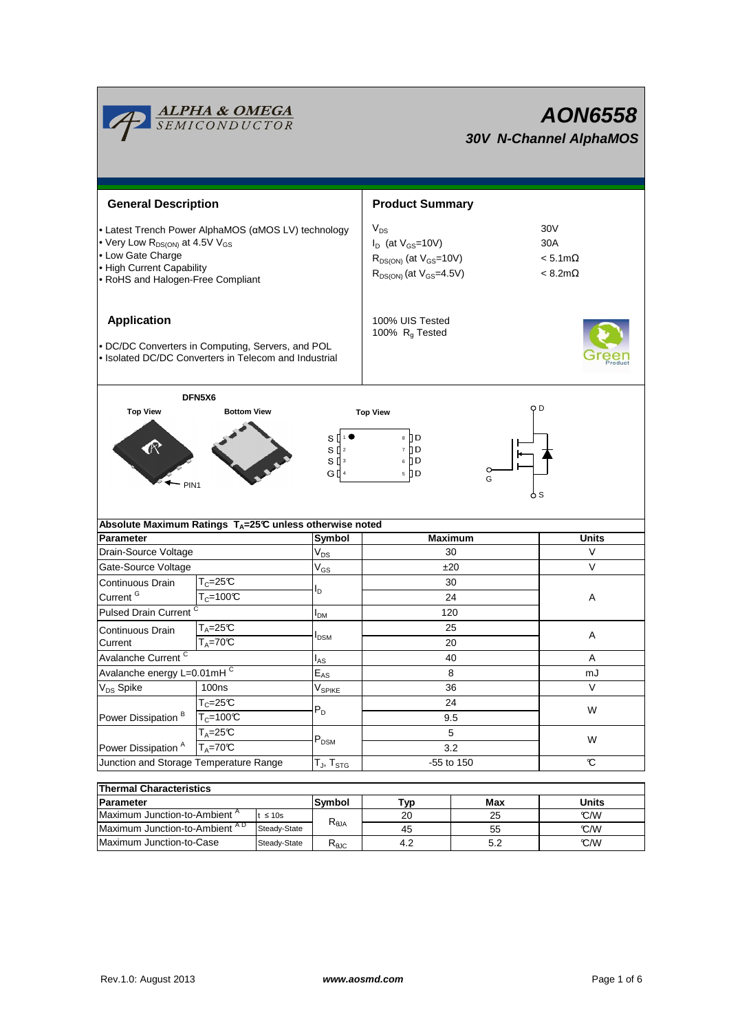# AON6558

## 30V N-Channel AlphaMOS

### General Description

- Latest Trench Power AlphaMOS (αMOS LV) technology
- Very Low $R_{DS(ON)}$ at 4.5V $V_{GS}$
- Low Gate Charge
- High Current Capability
- RoHS and Halogen-Free Compliant

### Product Summary

| | |
|---|---|
| $V_{DS}$ | 30V |
| $I_D$ (at $V_{GS}$=10V) | 30A |
| $R_{DS(ON)}$ (at $V_{GS}$=10V) | < 5.1mΩ |
| $R_{DS(ON)}$ (at $V_{GS}$=4.5V) | < 8.2mΩ |

100% UIS Tested
100% $R_g$ Tested

### Application

- DC/DC Converters in Computing, Servers, and POL
- Isolated DC/DC Converters in Telecom and Industrial

DFN5X6

Top View / Bottom View / Top View

PIN1

S 1 / S 2 / S 3 / G 4 — 8 D / 7 D / 6 D / 5 D

D, G, S

### Absolute Maximum Ratings $T_A$=25°C unless otherwise noted

| Parameter | | Symbol | Maximum | Units |
|---|---|---|---|---|
| Drain-Source Voltage | | $V_{DS}$ | 30 | V |
| Gate-Source Voltage | | $V_{GS}$ | ±20 | V |
| Continuous Drain Current [G] | $T_C$=25°C | $I_D$ | 30 | A |
| | $T_C$=100°C | | 24 | |
| Pulsed Drain Current [C] | | $I_{DM}$ | 120 | |
| Continuous Drain Current | $T_A$=25°C | $I_{DSM}$ | 25 | A |
| | $T_A$=70°C | | 20 | |
| Avalanche Current [C] | | $I_{AS}$ | 40 | A |
| Avalanche energy L=0.01mH [C] | | $E_{AS}$ | 8 | mJ |
| $V_{DS}$ Spike | 100ns | $V_{SPIKE}$ | 36 | V |
| Power Dissipation [B] | $T_C$=25°C | $P_D$ | 24 | W |
| | $T_C$=100°C | | 9.5 | |
| Power Dissipation [A] | $T_A$=25°C | $P_{DSM}$ | 5 | W |
| | $T_A$=70°C | | 3.2 | |
| Junction and Storage Temperature Range | | $T_J$, $T_{STG}$ | -55 to 150 | °C |

### Thermal Characteristics

| Parameter | | Symbol | Typ | Max | Units |
|---|---|---|---|---|---|
| Maximum Junction-to-Ambient [A] | t ≤ 10s | $R_{\theta JA}$ | 20 | 25 | °C/W |
| Maximum Junction-to-Ambient [A D] | Steady-State | | 45 | 55 | °C/W |
| Maximum Junction-to-Case | Steady-State | $R_{\theta JC}$ | 4.2 | 5.2 | °C/W |

Rev.1.0: August 2013 www.aosmd.com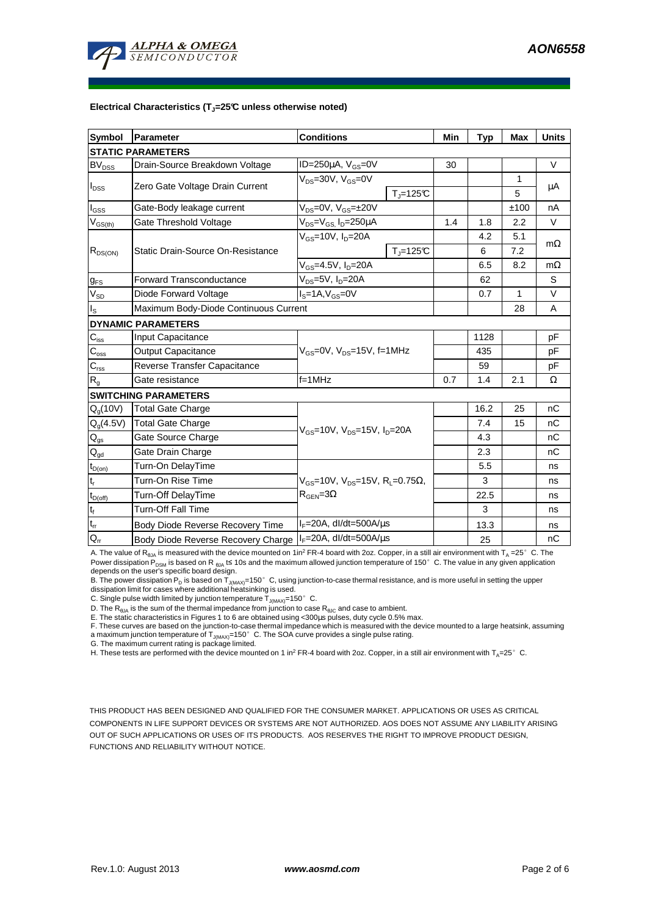**Electrical Characteristics ($T_J$=25°C unless otherwise noted)**

| Symbol | Parameter | Conditions | | Min | Typ | Max | Units |
|---|---|---|---|---|---|---|---|
| **STATIC PARAMETERS** | | | | | | | |
| $BV_{DSS}$ | Drain-Source Breakdown Voltage | ID=250µA, $V_{GS}$=0V | | 30 | | | V |
| $I_{DSS}$ | Zero Gate Voltage Drain Current | $V_{DS}$=30V, $V_{GS}$=0V | | | | 1 | µA |
| | | | $T_J$=125°C | | | 5 | |
| $I_{GSS}$ | Gate-Body leakage current | $V_{DS}$=0V, $V_{GS}$=±20V | | | | ±100 | nA |
| $V_{GS(th)}$ | Gate Threshold Voltage | $V_{DS}$=$V_{GS}$, $I_D$=250µA | | 1.4 | 1.8 | 2.2 | V |
| $R_{DS(ON)}$ | Static Drain-Source On-Resistance | $V_{GS}$=10V, $I_D$=20A | | | 4.2 | 5.1 | mΩ |
| | | | $T_J$=125°C | | 6 | 7.2 | |
| | | $V_{GS}$=4.5V, $I_D$=20A | | | 6.5 | 8.2 | mΩ |
| $g_{FS}$ | Forward Transconductance | $V_{DS}$=5V, $I_D$=20A | | | 62 | | S |
| $V_{SD}$ | Diode Forward Voltage | $I_S$=1A,$V_{GS}$=0V | | | 0.7 | 1 | V |
| $I_S$ | Maximum Body-Diode Continuous Current | | | | | 28 | A |
| **DYNAMIC PARAMETERS** | | | | | | | |
| $C_{iss}$ | Input Capacitance | $V_{GS}$=0V, $V_{DS}$=15V, f=1MHz | | | 1128 | | pF |
| $C_{oss}$ | Output Capacitance | | | | 435 | | pF |
| $C_{rss}$ | Reverse Transfer Capacitance | | | | 59 | | pF |
| $R_g$ | Gate resistance | f=1MHz | | 0.7 | 1.4 | 2.1 | Ω |
| **SWITCHING PARAMETERS** | | | | | | | |
| $Q_g$(10V) | Total Gate Charge | $V_{GS}$=10V, $V_{DS}$=15V, $I_D$=20A | | | 16.2 | 25 | nC |
| $Q_g$(4.5V) | Total Gate Charge | | | | 7.4 | 15 | nC |
| $Q_{gs}$ | Gate Source Charge | | | | 4.3 | | nC |
| $Q_{gd}$ | Gate Drain Charge | | | | 2.3 | | nC |
| $t_{D(on)}$ | Turn-On DelayTime | $V_{GS}$=10V, $V_{DS}$=15V, $R_L$=0.75Ω, $R_{GEN}$=3Ω | | | 5.5 | | ns |
| $t_r$ | Turn-On Rise Time | | | | 3 | | ns |
| $t_{D(off)}$ | Turn-Off DelayTime | | | | 22.5 | | ns |
| $t_f$ | Turn-Off Fall Time | | | | 3 | | ns |
| $t_{rr}$ | Body Diode Reverse Recovery Time | $I_F$=20A, dI/dt=500A/µs | | | 13.3 | | ns |
| $Q_{rr}$ | Body Diode Reverse Recovery Charge | $I_F$=20A, dI/dt=500A/µs | | | 25 | | nC |

A. The value of $R_{\theta JA}$ is measured with the device mounted on 1in² FR-4 board with 2oz. Copper, in a still air environment with $T_A$ =25°C. The Power dissipation $P_{DSM}$ is based on $R_{\theta JA}$ t≤ 10s and the maximum allowed junction temperature of 150°C. The value in any given application depends on the user's specific board design.

B. The power dissipation $P_D$ is based on $T_{J(MAX)}$=150°C, using junction-to-case thermal resistance, and is more useful in setting the upper dissipation limit for cases where additional heatsinking is used.

C. Single pulse width limited by junction temperature $T_{J(MAX)}$=150°C.

D. The $R_{\theta JA}$ is the sum of the thermal impedance from junction to case $R_{\theta JC}$ and case to ambient.

E. The static characteristics in Figures 1 to 6 are obtained using <300µs pulses, duty cycle 0.5% max.

F. These curves are based on the junction-to-case thermal impedance which is measured with the device mounted to a large heatsink, assuming a maximum junction temperature of $T_{J(MAX)}$=150°C. The SOA curve provides a single pulse rating.

G. The maximum current rating is package limited.

H. These tests are performed with the device mounted on 1 in² FR-4 board with 2oz. Copper, in a still air environment with $T_A$=25°C.

THIS PRODUCT HAS BEEN DESIGNED AND QUALIFIED FOR THE CONSUMER MARKET. APPLICATIONS OR USES AS CRITICAL COMPONENTS IN LIFE SUPPORT DEVICES OR SYSTEMS ARE NOT AUTHORIZED. AOS DOES NOT ASSUME ANY LIABILITY ARISING OUT OF SUCH APPLICATIONS OR USES OF ITS PRODUCTS. AOS RESERVES THE RIGHT TO IMPROVE PRODUCT DESIGN, FUNCTIONS AND RELIABILITY WITHOUT NOTICE.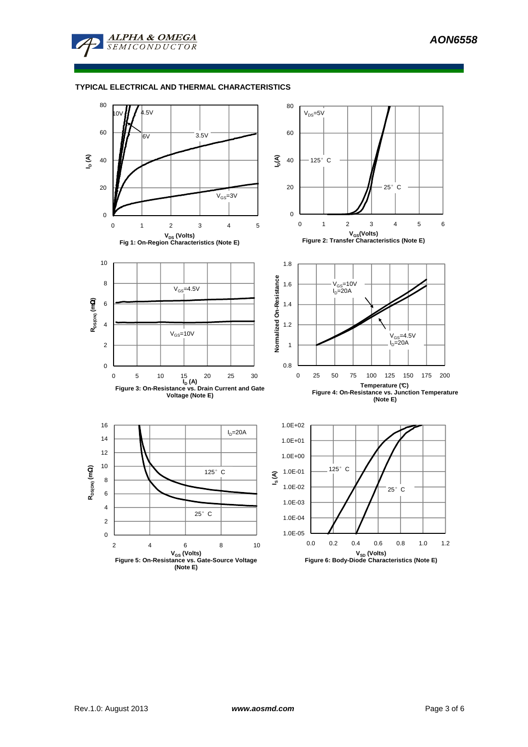## TYPICAL ELECTRICAL AND THERMAL CHARACTERISTICS

Fig 1: On-Region Characteristics (Note E)

Figure 2: Transfer Characteristics (Note E)

Figure 3: On-Resistance vs. Drain Current and Gate Voltage (Note E)

Figure 4: On-Resistance vs. Junction Temperature (Note E)

Figure 5: On-Resistance vs. Gate-Source Voltage (Note E)

Figure 6: Body-Diode Characteristics (Note E)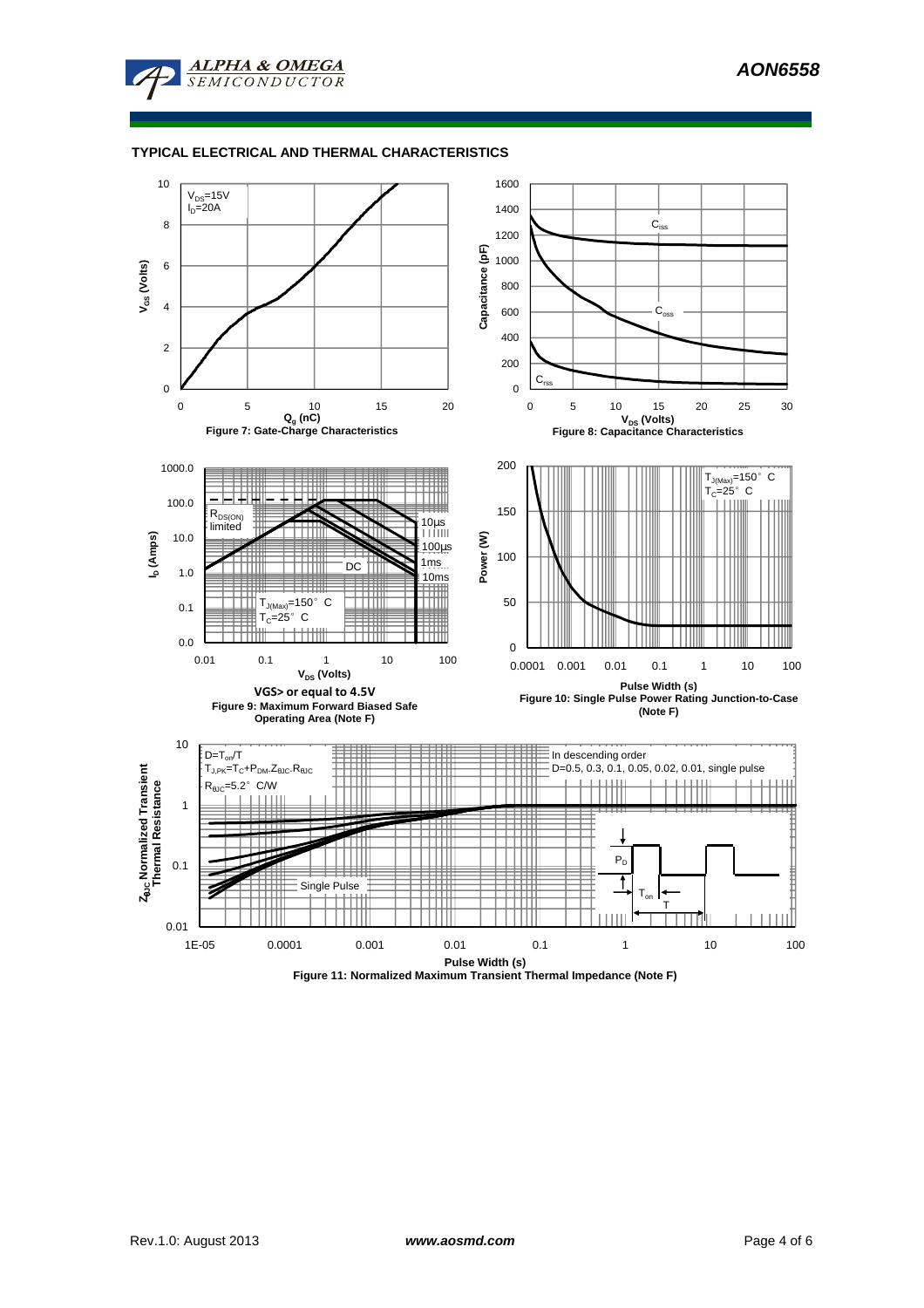## TYPICAL ELECTRICAL AND THERMAL CHARACTERISTICS

$V_{DS}$=15V
$I_D$=20A

$V_{GS}$ (Volts)

$Q_g$ (nC)

Figure 7: Gate-Charge Characteristics

$C_{iss}$

$C_{oss}$

$C_{rss}$

Capacitance (pF)

$V_{DS}$ (Volts)

Figure 8: Capacitance Characteristics

$R_{DS(ON)}$ limited

10µs

100µs

1ms

10ms

DC

$T_{J(Max)}$=150° C
$T_C$=25° C

$I_D$ (Amps)

$V_{DS}$ (Volts)

VGS> or equal to 4.5V

Figure 9: Maximum Forward Biased Safe Operating Area (Note F)

$T_{J(Max)}$=150° C
$T_C$=25° C

Power (W)

Pulse Width (s)

Figure 10: Single Pulse Power Rating Junction-to-Case (Note F)

$D=T_{on}/T$
$T_{J,PK}=T_C+P_{DM}.Z_{\theta JC}.R_{\theta JC}$
$R_{\theta JC}$=5.2° C/W

In descending order
D=0.5, 0.3, 0.1, 0.05, 0.02, 0.01, single pulse

Single Pulse

$P_D$

$T_{on}$

T

$Z_{\theta JC}$ Normalized Transient Thermal Resistance

Pulse Width (s)

Figure 11: Normalized Maximum Transient Thermal Impedance (Note F)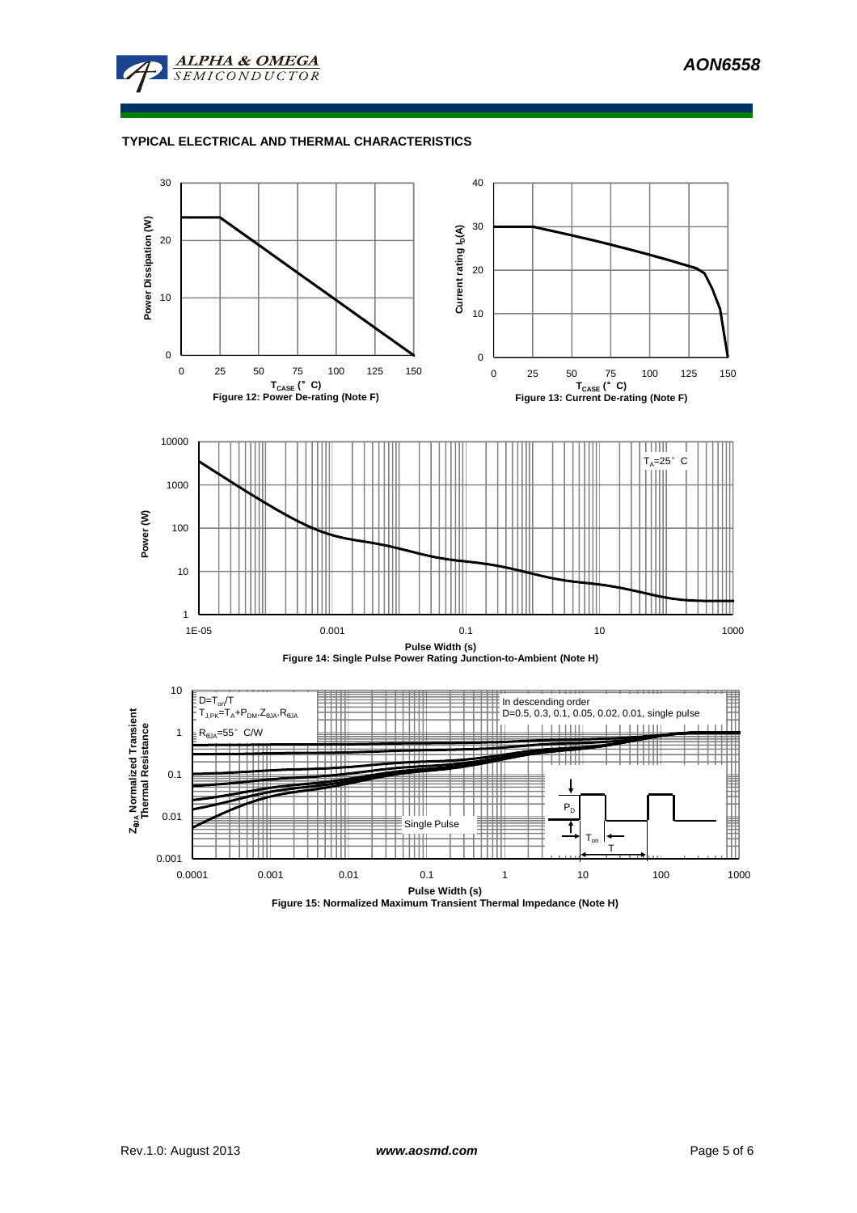## TYPICAL ELECTRICAL AND THERMAL CHARACTERISTICS

Power Dissipation (W)

$T_{CASE}$ (°C)

Figure 12: Power De-rating (Note F)

Current rating $I_D$(A)

$T_{CASE}$ (°C)

Figure 13: Current De-rating (Note F)

Power (W)

$T_A$=25°C

Pulse Width (s)

Figure 14: Single Pulse Power Rating Junction-to-Ambient (Note H)

$Z_{\theta JA}$ Normalized Transient Thermal Resistance

$D=T_{on}/T$

$T_{J,PK}=T_A+P_{DM} \cdot Z_{\theta JA} \cdot R_{\theta JA}$

$R_{\theta JA}$=55°C/W

In descending order

D=0.5, 0.3, 0.1, 0.05, 0.02, 0.01, single pulse

Single Pulse

$P_D$

$T_{on}$

T

Pulse Width (s)

Figure 15: Normalized Maximum Transient Thermal Impedance (Note H)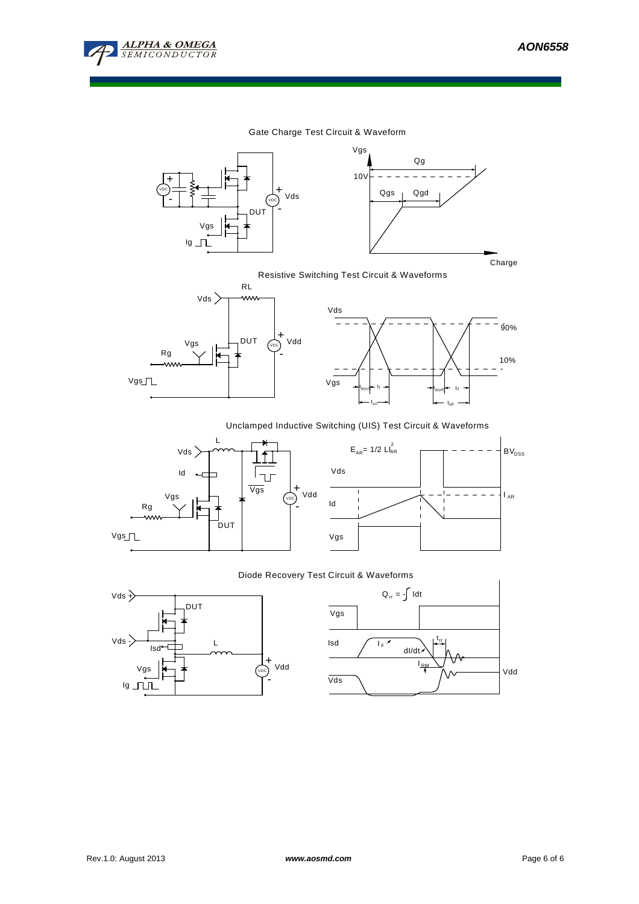Gate Charge Test Circuit & Waveform

VDC
+
-
Vds
+
-
VDC
DUT
Vgs
Ig

Vgs
Qg
10V
Qgs
Qgd
Charge

Resistive Switching Test Circuit & Waveforms

RL
Vds
Vgs
Rg
DUT
Vdd
+
-
VDC
Vgs

Vds
90%
10%
Vgs
$t_{d(on)}$
$t_r$
$t_{on}$
$t_{d(off)}$
$t_f$
$t_{off}$

Unclamped Inductive Switching (UIS) Test Circuit & Waveforms

L
Vds
Id
Vgs
Rg
DUT
Vgs
Vdd
+
-
VDC
Vgs

$E_{AR}= 1/2\ LI_{AR}^2$
$BV_{DSS}$
Vds
Id
$I_{AR}$
Vgs

Diode Recovery Test Circuit & Waveforms

Vds +
DUT
Vds -
Isd
L
Vgs
Ig
Vdd
+
-
VDC

$Q_{rr} = -\int Idt$
Vgs
Isd
$I_F$
dI/dt
$t_{rr}$
$I_{RM}$
Vds
Vdd